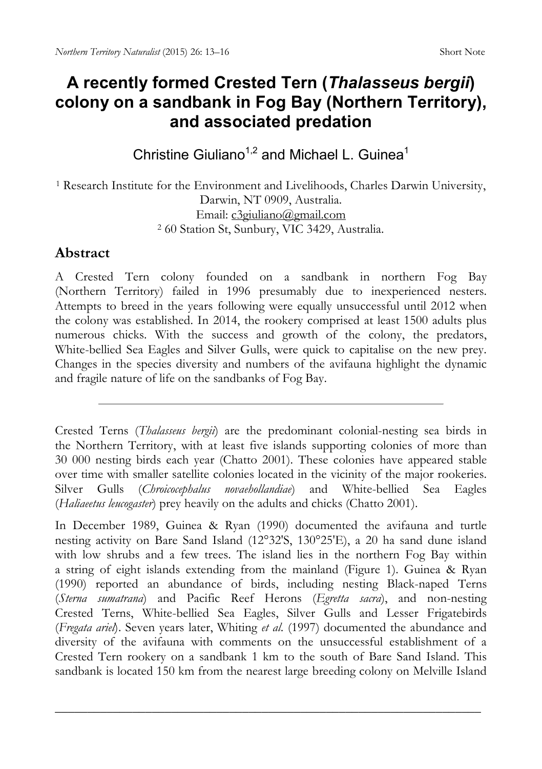Short Note

# A recently formed Crested Tern (*Thalasseus bergii*) colony on a sandbank in Fog Bay (Northern Territory), and associated predation

Christine Giuliano[1,2] and Michael L. Guinea[1]

[1] Research Institute for the Environment and Livelihoods, Charles Darwin University, Darwin, NT 0909, Australia.
Email: c3giuliano@gmail.com
[2] 60 Station St, Sunbury, VIC 3429, Australia.

## Abstract

A Crested Tern colony founded on a sandbank in northern Fog Bay (Northern Territory) failed in 1996 presumably due to inexperienced nesters. Attempts to breed in the years following were equally unsuccessful until 2012 when the colony was established. In 2014, the rookery comprised at least 1500 adults plus numerous chicks. With the success and growth of the colony, the predators, White-bellied Sea Eagles and Silver Gulls, were quick to capitalise on the new prey. Changes in the species diversity and numbers of the avifauna highlight the dynamic and fragile nature of life on the sandbanks of Fog Bay.

---

Crested Terns (*Thalasseus bergii*) are the predominant colonial-nesting sea birds in the Northern Territory, with at least five islands supporting colonies of more than 30 000 nesting birds each year (Chatto 2001). These colonies have appeared stable over time with smaller satellite colonies located in the vicinity of the major rookeries. Silver Gulls (*Chroicocephalus novaehollandiae*) and White-bellied Sea Eagles (*Haliaeetus leucogaster*) prey heavily on the adults and chicks (Chatto 2001).

In December 1989, Guinea & Ryan (1990) documented the avifauna and turtle nesting activity on Bare Sand Island (12°32'S, 130°25'E), a 20 ha sand dune island with low shrubs and a few trees. The island lies in the northern Fog Bay within a string of eight islands extending from the mainland (Figure 1). Guinea & Ryan (1990) reported an abundance of birds, including nesting Black-naped Terns (*Sterna sumatrana*) and Pacific Reef Herons (*Egretta sacra*), and non-nesting Crested Terns, White-bellied Sea Eagles, Silver Gulls and Lesser Frigatebirds (*Fregata ariel*). Seven years later, Whiting *et al.* (1997) documented the abundance and diversity of the avifauna with comments on the unsuccessful establishment of a Crested Tern rookery on a sandbank 1 km to the south of Bare Sand Island. This sandbank is located 150 km from the nearest large breeding colony on Melville Island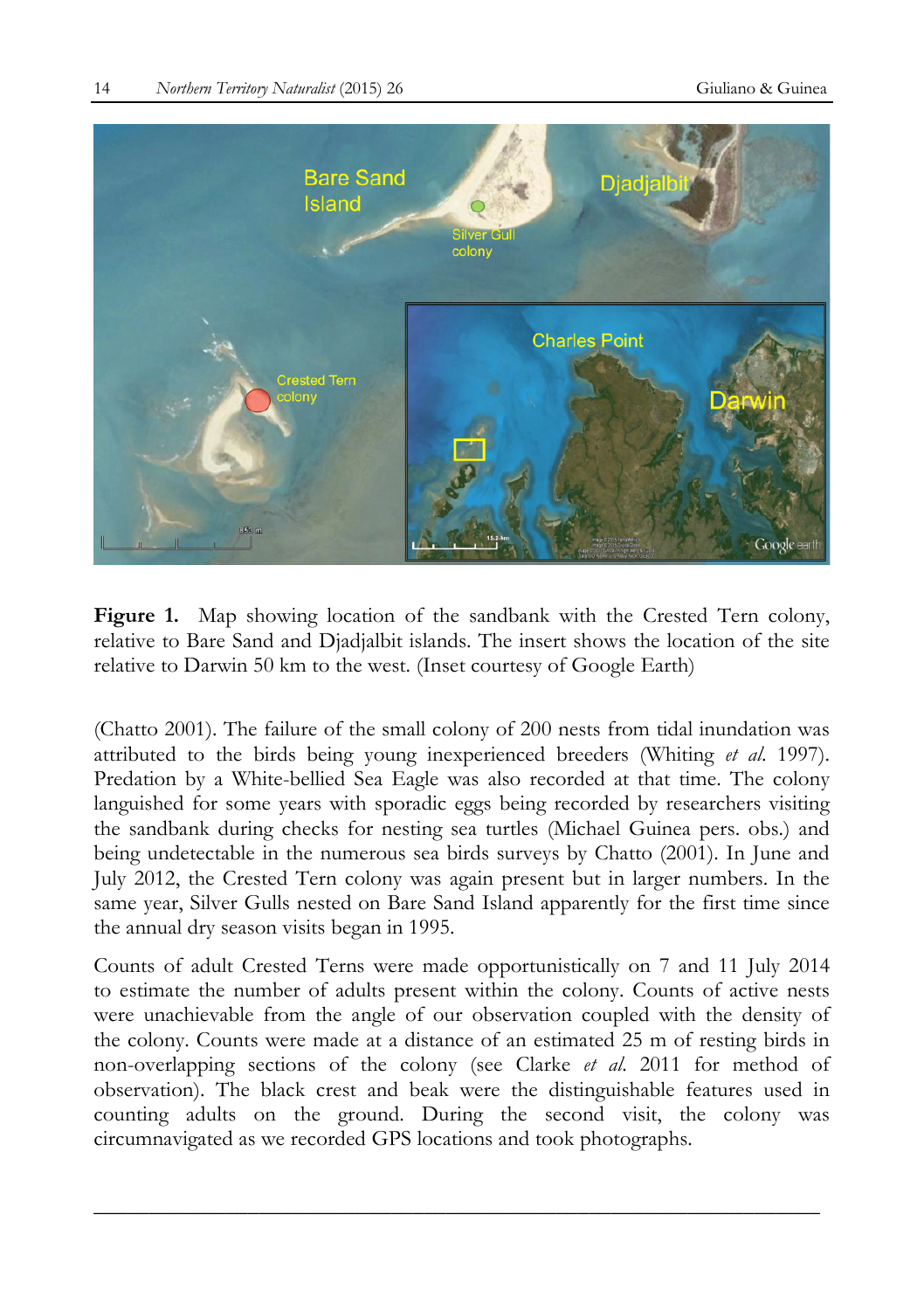**Figure 1.** Map showing location of the sandbank with the Crested Tern colony, relative to Bare Sand and Djadjalbit islands. The insert shows the location of the site relative to Darwin 50 km to the west. (Inset courtesy of Google Earth)

(Chatto 2001). The failure of the small colony of 200 nests from tidal inundation was attributed to the birds being young inexperienced breeders (Whiting *et al.* 1997). Predation by a White-bellied Sea Eagle was also recorded at that time. The colony languished for some years with sporadic eggs being recorded by researchers visiting the sandbank during checks for nesting sea turtles (Michael Guinea pers. obs.) and being undetectable in the numerous sea birds surveys by Chatto (2001). In June and July 2012, the Crested Tern colony was again present but in larger numbers. In the same year, Silver Gulls nested on Bare Sand Island apparently for the first time since the annual dry season visits began in 1995.

Counts of adult Crested Terns were made opportunistically on 7 and 11 July 2014 to estimate the number of adults present within the colony. Counts of active nests were unachievable from the angle of our observation coupled with the density of the colony. Counts were made at a distance of an estimated 25 m of resting birds in non-overlapping sections of the colony (see Clarke *et al.* 2011 for method of observation). The black crest and beak were the distinguishable features used in counting adults on the ground. During the second visit, the colony was circumnavigated as we recorded GPS locations and took photographs.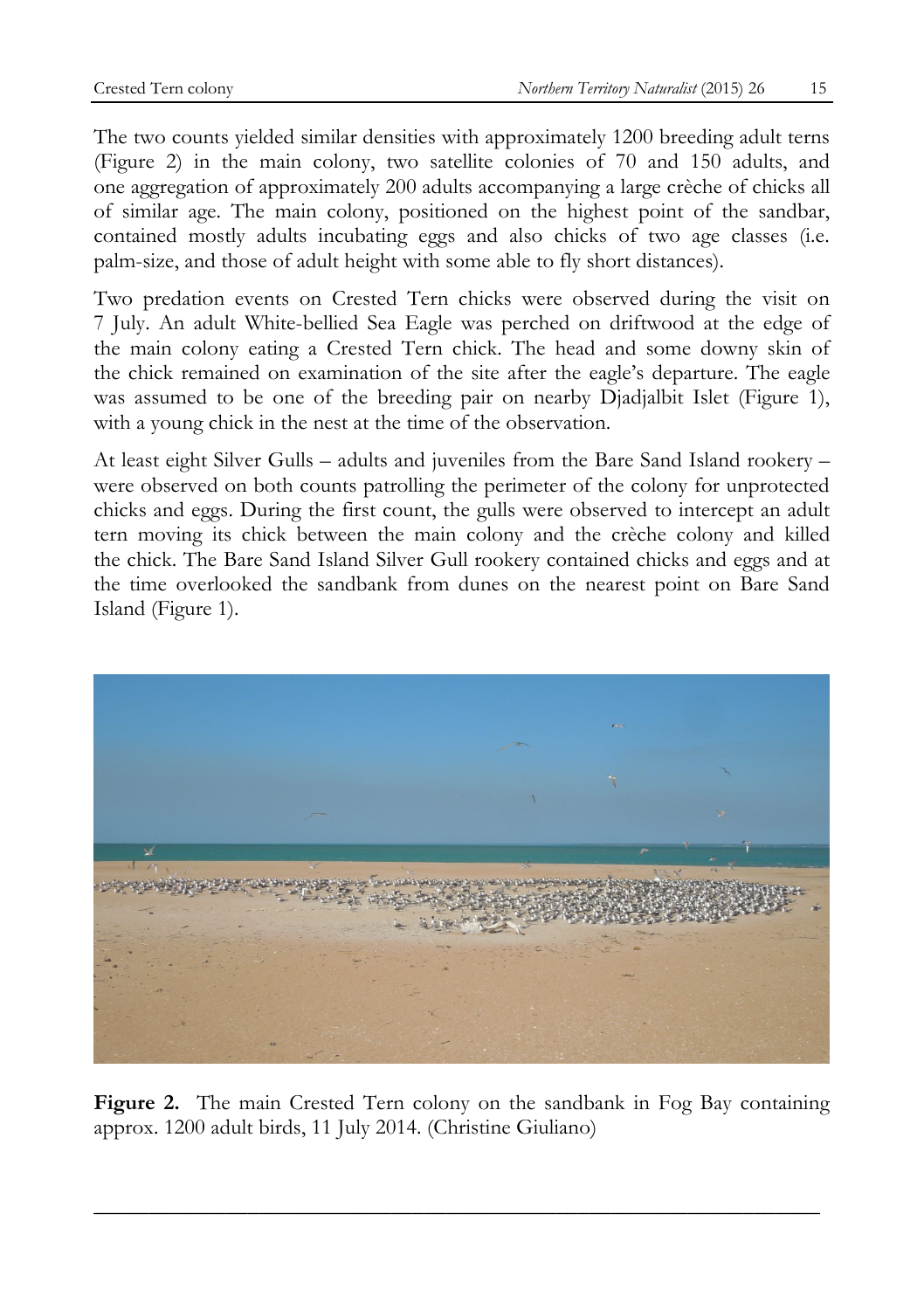The two counts yielded similar densities with approximately 1200 breeding adult terns (Figure 2) in the main colony, two satellite colonies of 70 and 150 adults, and one aggregation of approximately 200 adults accompanying a large crèche of chicks all of similar age. The main colony, positioned on the highest point of the sandbar, contained mostly adults incubating eggs and also chicks of two age classes (i.e. palm-size, and those of adult height with some able to fly short distances).

Two predation events on Crested Tern chicks were observed during the visit on 7 July. An adult White-bellied Sea Eagle was perched on driftwood at the edge of the main colony eating a Crested Tern chick. The head and some downy skin of the chick remained on examination of the site after the eagle's departure. The eagle was assumed to be one of the breeding pair on nearby Djadjalbit Islet (Figure 1), with a young chick in the nest at the time of the observation.

At least eight Silver Gulls – adults and juveniles from the Bare Sand Island rookery – were observed on both counts patrolling the perimeter of the colony for unprotected chicks and eggs. During the first count, the gulls were observed to intercept an adult tern moving its chick between the main colony and the crèche colony and killed the chick. The Bare Sand Island Silver Gull rookery contained chicks and eggs and at the time overlooked the sandbank from dunes on the nearest point on Bare Sand Island (Figure 1).

**Figure 2.** The main Crested Tern colony on the sandbank in Fog Bay containing approx. 1200 adult birds, 11 July 2014. (Christine Giuliano)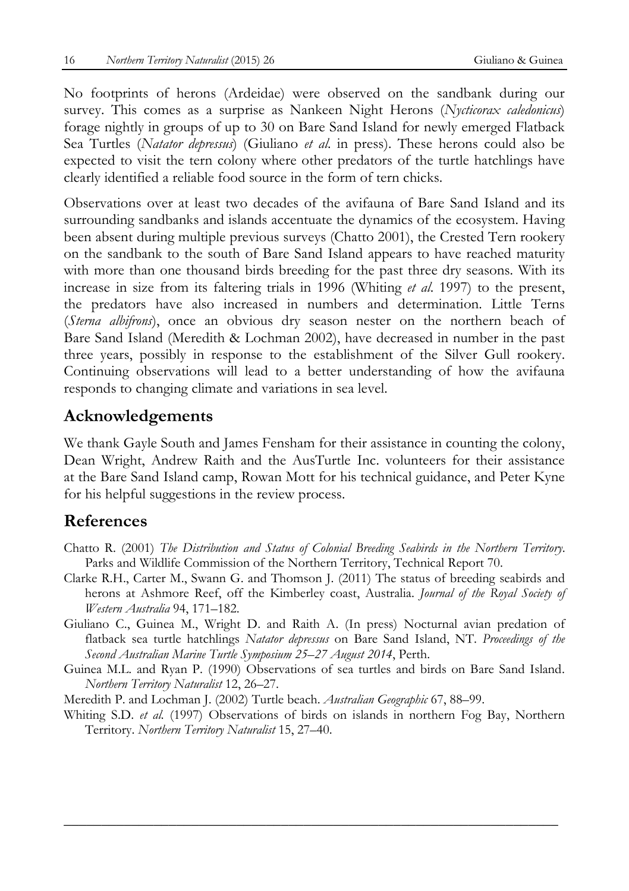No footprints of herons (Ardeidae) were observed on the sandbank during our survey. This comes as a surprise as Nankeen Night Herons (*Nycticorax caledonicus*) forage nightly in groups of up to 30 on Bare Sand Island for newly emerged Flatback Sea Turtles (*Natator depressus*) (Giuliano *et al.* in press). These herons could also be expected to visit the tern colony where other predators of the turtle hatchlings have clearly identified a reliable food source in the form of tern chicks.

Observations over at least two decades of the avifauna of Bare Sand Island and its surrounding sandbanks and islands accentuate the dynamics of the ecosystem. Having been absent during multiple previous surveys (Chatto 2001), the Crested Tern rookery on the sandbank to the south of Bare Sand Island appears to have reached maturity with more than one thousand birds breeding for the past three dry seasons. With its increase in size from its faltering trials in 1996 (Whiting *et al.* 1997) to the present, the predators have also increased in numbers and determination. Little Terns (*Sterna albifrons*), once an obvious dry season nester on the northern beach of Bare Sand Island (Meredith & Lochman 2002), have decreased in number in the past three years, possibly in response to the establishment of the Silver Gull rookery. Continuing observations will lead to a better understanding of how the avifauna responds to changing climate and variations in sea level.

## Acknowledgements

We thank Gayle South and James Fensham for their assistance in counting the colony, Dean Wright, Andrew Raith and the AusTurtle Inc. volunteers for their assistance at the Bare Sand Island camp, Rowan Mott for his technical guidance, and Peter Kyne for his helpful suggestions in the review process.

## References

Chatto R. (2001) *The Distribution and Status of Colonial Breeding Seabirds in the Northern Territory*. Parks and Wildlife Commission of the Northern Territory, Technical Report 70.

Clarke R.H., Carter M., Swann G. and Thomson J. (2011) The status of breeding seabirds and herons at Ashmore Reef, off the Kimberley coast, Australia. *Journal of the Royal Society of Western Australia* 94, 171–182.

Giuliano C., Guinea M., Wright D. and Raith A. (In press) Nocturnal avian predation of flatback sea turtle hatchlings *Natator depressus* on Bare Sand Island, NT. *Proceedings of the Second Australian Marine Turtle Symposium 25–27 August 2014*, Perth.

Guinea M.L. and Ryan P. (1990) Observations of sea turtles and birds on Bare Sand Island. *Northern Territory Naturalist* 12, 26–27.

Meredith P. and Lochman J. (2002) Turtle beach. *Australian Geographic* 67, 88–99.

Whiting S.D. *et al.* (1997) Observations of birds on islands in northern Fog Bay, Northern Territory. *Northern Territory Naturalist* 15, 27–40.